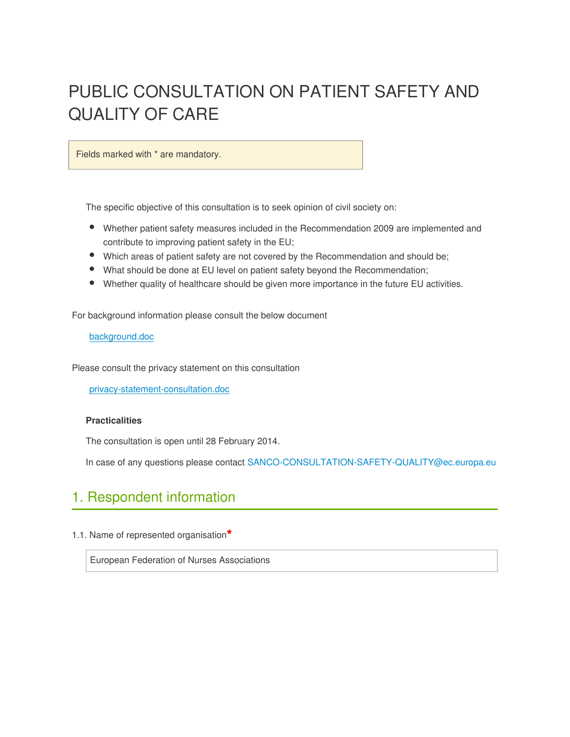# PUBLIC CONSULTATION ON PATIENT SAFETY AND QUALITY OF CARE

Fields marked with * are mandatory.

The specific objective of this consultation is to seek opinion of civil society on:

- Whether patient safety measures included in the Recommendation 2009 are implemented and contribute to improving patient safety in the EU;
- Which areas of patient safety are not covered by the Recommendation and should be;
- What should be done at EU level on patient safety beyond the Recommendation;
- Whether quality of healthcare should be given more importance in the future EU activities.

For background information please consult the below document

background.doc

Please consult the privacy statement on this consultation

privacy-statement-consultation.doc

**Practicalities**

The consultation is open until 28 February 2014.

In case of any questions please contact SANCO-CONSULTATION-SAFETY-QUALITY@ec.europa.eu

## 1. Respondent information

1.1. Name of represented organisation*

European Federation of Nurses Associations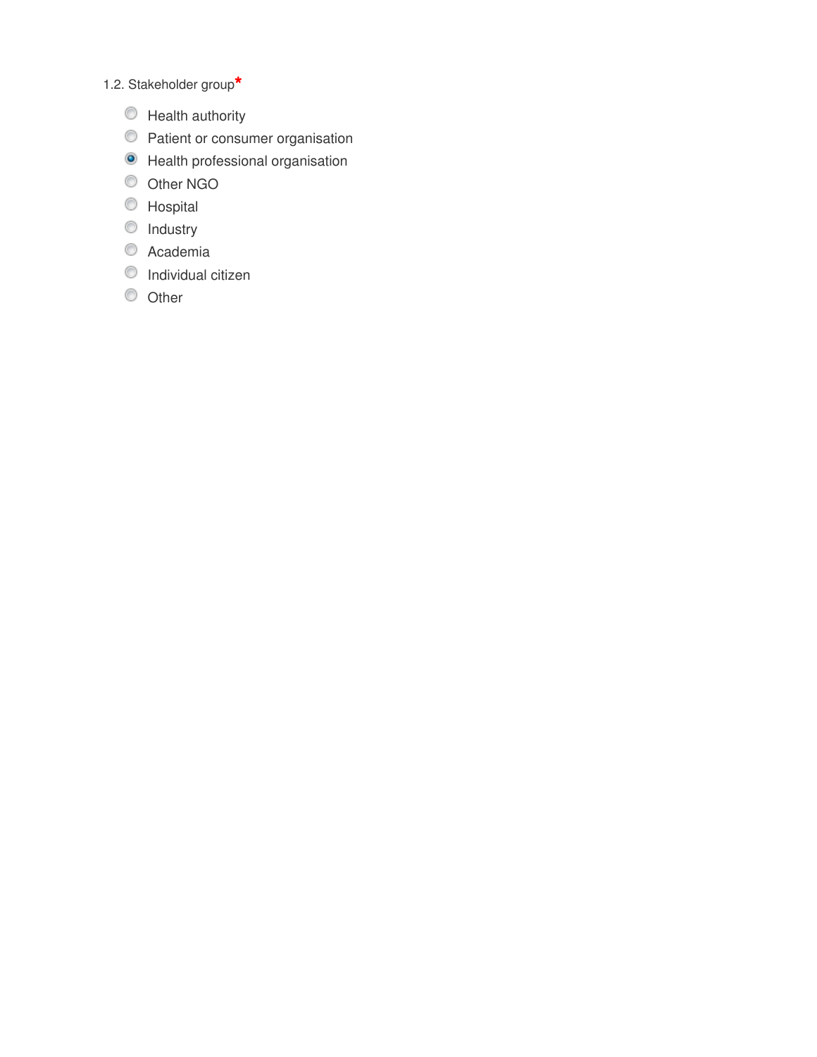1.2. Stakeholder group*

- ( ) Health authority
- ( ) Patient or consumer organisation
- (x) Health professional organisation
- ( ) Other NGO
- ( ) Hospital
- ( ) Industry
- ( ) Academia
- ( ) Individual citizen
- ( ) Other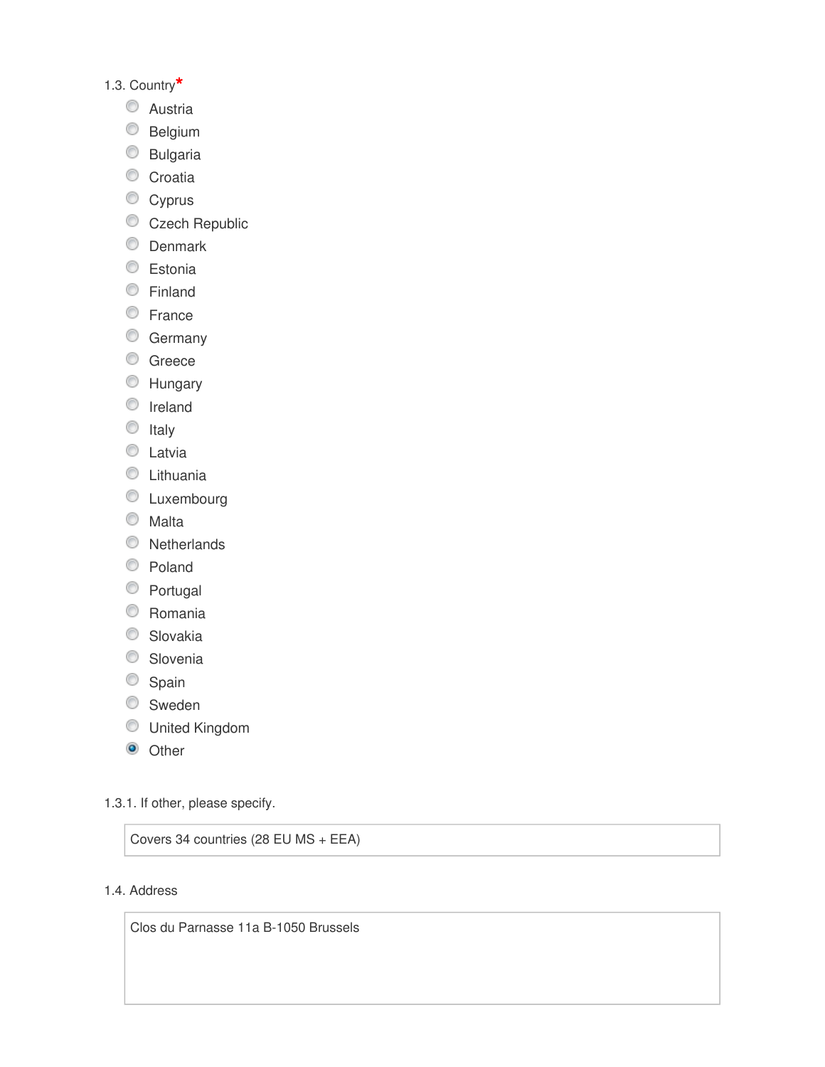1.3. Country*

- ○ Austria
- ○ Belgium
- ○ Bulgaria
- ○ Croatia
- ○ Cyprus
- ○ Czech Republic
- ○ Denmark
- ○ Estonia
- ○ Finland
- ○ France
- ○ Germany
- ○ Greece
- ○ Hungary
- ○ Ireland
- ○ Italy
- ○ Latvia
- ○ Lithuania
- ○ Luxembourg
- ○ Malta
- ○ Netherlands
- ○ Poland
- ○ Portugal
- ○ Romania
- ○ Slovakia
- ○ Slovenia
- ○ Spain
- ○ Sweden
- ○ United Kingdom
- ◉ Other

1.3.1. If other, please specify.

Covers 34 countries (28 EU MS + EEA)

1.4. Address

Clos du Parnasse 11a B-1050 Brussels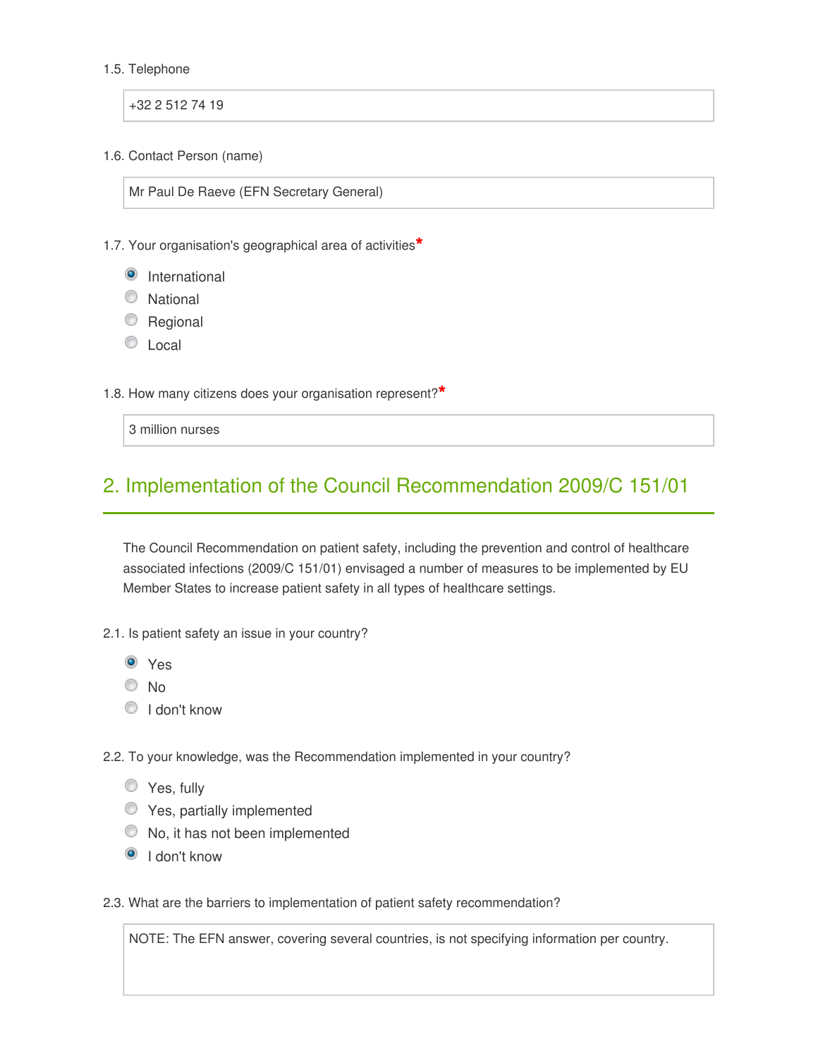1.5. Telephone

+32 2 512 74 19

1.6. Contact Person (name)

Mr Paul De Raeve (EFN Secretary General)

1.7. Your organisation's geographical area of activities*

- (●) International
- ( ) National
- ( ) Regional
- ( ) Local

1.8. How many citizens does your organisation represent?*

3 million nurses

## 2. Implementation of the Council Recommendation 2009/C 151/01

The Council Recommendation on patient safety, including the prevention and control of healthcare associated infections (2009/C 151/01) envisaged a number of measures to be implemented by EU Member States to increase patient safety in all types of healthcare settings.

2.1. Is patient safety an issue in your country?

- (●) Yes
- ( ) No
- ( ) I don't know

2.2. To your knowledge, was the Recommendation implemented in your country?

- ( ) Yes, fully
- ( ) Yes, partially implemented
- ( ) No, it has not been implemented
- (●) I don't know

2.3. What are the barriers to implementation of patient safety recommendation?

NOTE: The EFN answer, covering several countries, is not specifying information per country.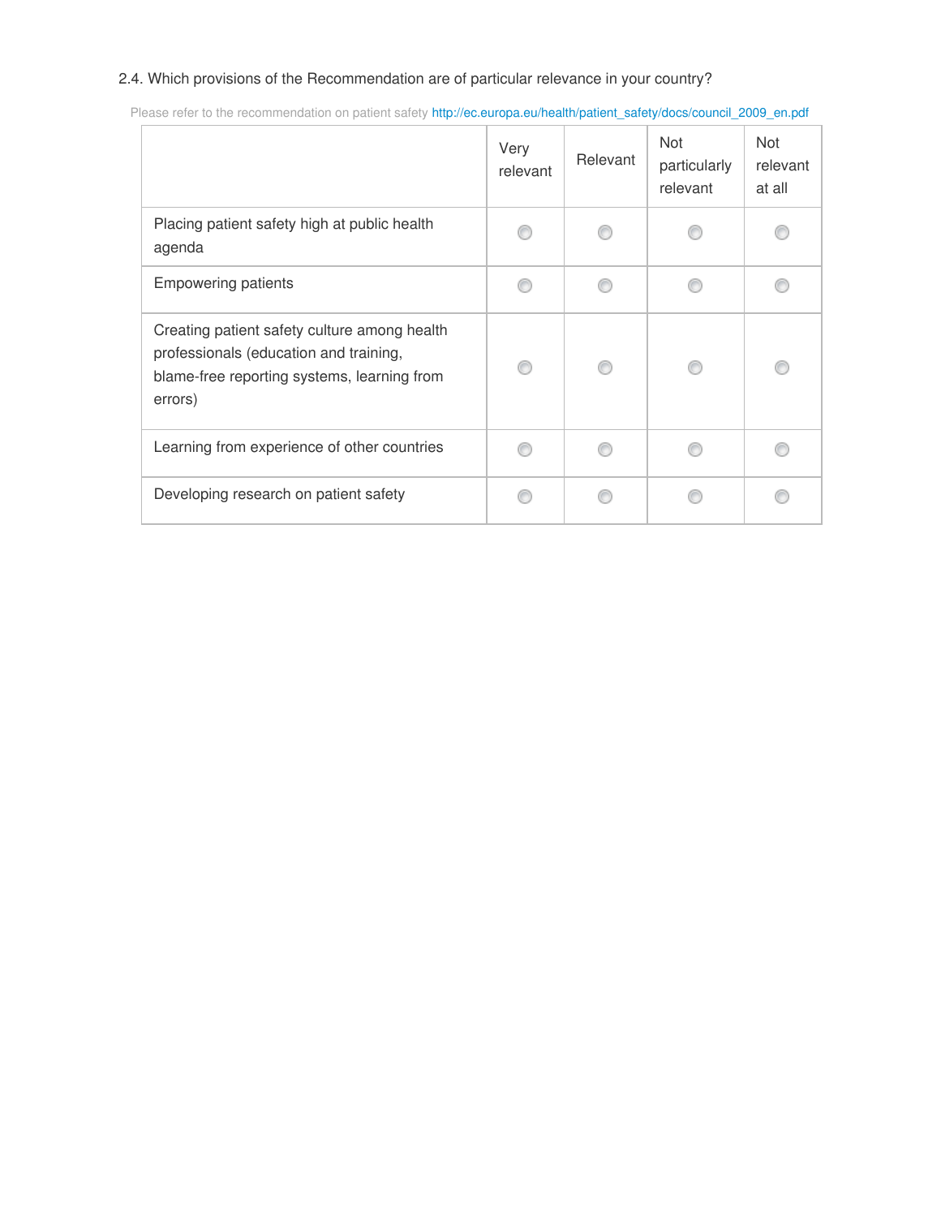2.4. Which provisions of the Recommendation are of particular relevance in your country?

Please refer to the recommendation on patient safety http://ec.europa.eu/health/patient_safety/docs/council_2009_en.pdf

| | Very relevant | Relevant | Not particularly relevant | Not relevant at all |
|---|---|---|---|---|
| Placing patient safety high at public health agenda | ○ | ○ | ○ | ○ |
| Empowering patients | ○ | ○ | ○ | ○ |
| Creating patient safety culture among health professionals (education and training, blame-free reporting systems, learning from errors) | ○ | ○ | ○ | ○ |
| Learning from experience of other countries | ○ | ○ | ○ | ○ |
| Developing research on patient safety | ○ | ○ | ○ | ○ |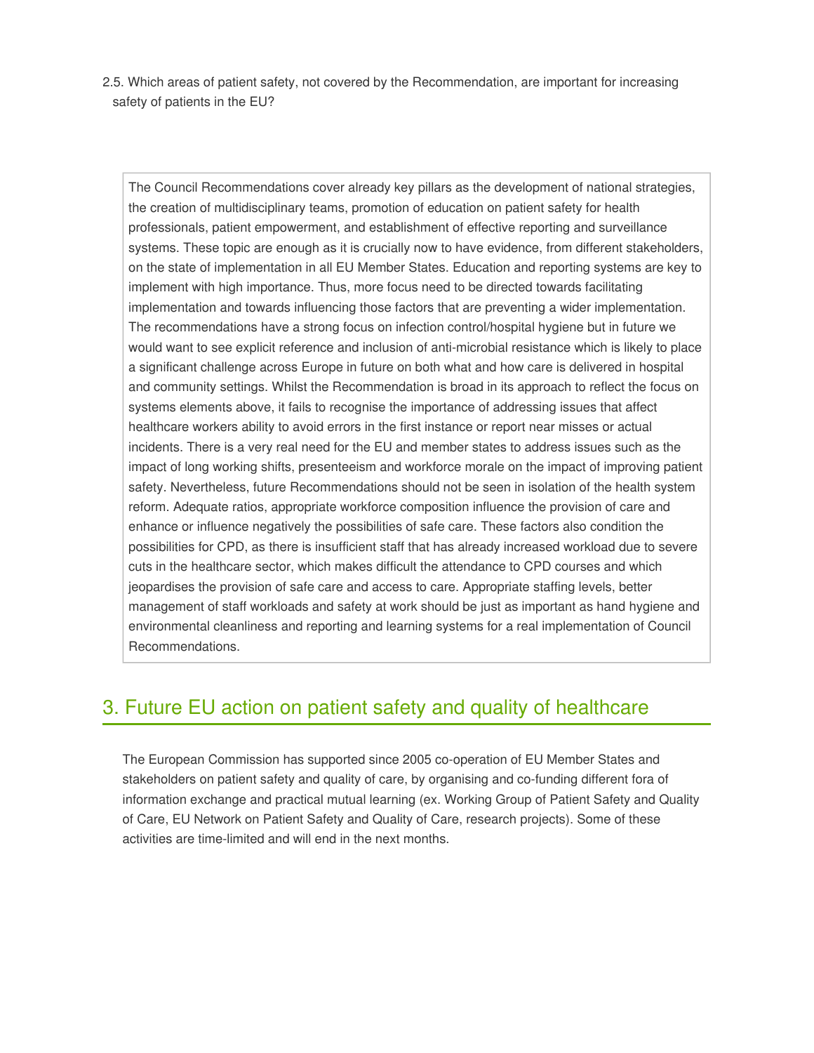2.5. Which areas of patient safety, not covered by the Recommendation, are important for increasing safety of patients in the EU?

The Council Recommendations cover already key pillars as the development of national strategies, the creation of multidisciplinary teams, promotion of education on patient safety for health professionals, patient empowerment, and establishment of effective reporting and surveillance systems. These topic are enough as it is crucially now to have evidence, from different stakeholders, on the state of implementation in all EU Member States. Education and reporting systems are key to implement with high importance. Thus, more focus need to be directed towards facilitating implementation and towards influencing those factors that are preventing a wider implementation. The recommendations have a strong focus on infection control/hospital hygiene but in future we would want to see explicit reference and inclusion of anti-microbial resistance which is likely to place a significant challenge across Europe in future on both what and how care is delivered in hospital and community settings. Whilst the Recommendation is broad in its approach to reflect the focus on systems elements above, it fails to recognise the importance of addressing issues that affect healthcare workers ability to avoid errors in the first instance or report near misses or actual incidents. There is a very real need for the EU and member states to address issues such as the impact of long working shifts, presenteeism and workforce morale on the impact of improving patient safety. Nevertheless, future Recommendations should not be seen in isolation of the health system reform. Adequate ratios, appropriate workforce composition influence the provision of care and enhance or influence negatively the possibilities of safe care. These factors also condition the possibilities for CPD, as there is insufficient staff that has already increased workload due to severe cuts in the healthcare sector, which makes difficult the attendance to CPD courses and which jeopardises the provision of safe care and access to care. Appropriate staffing levels, better management of staff workloads and safety at work should be just as important as hand hygiene and environmental cleanliness and reporting and learning systems for a real implementation of Council Recommendations.

## 3. Future EU action on patient safety and quality of healthcare

The European Commission has supported since 2005 co-operation of EU Member States and stakeholders on patient safety and quality of care, by organising and co-funding different fora of information exchange and practical mutual learning (ex. Working Group of Patient Safety and Quality of Care, EU Network on Patient Safety and Quality of Care, research projects). Some of these activities are time-limited and will end in the next months.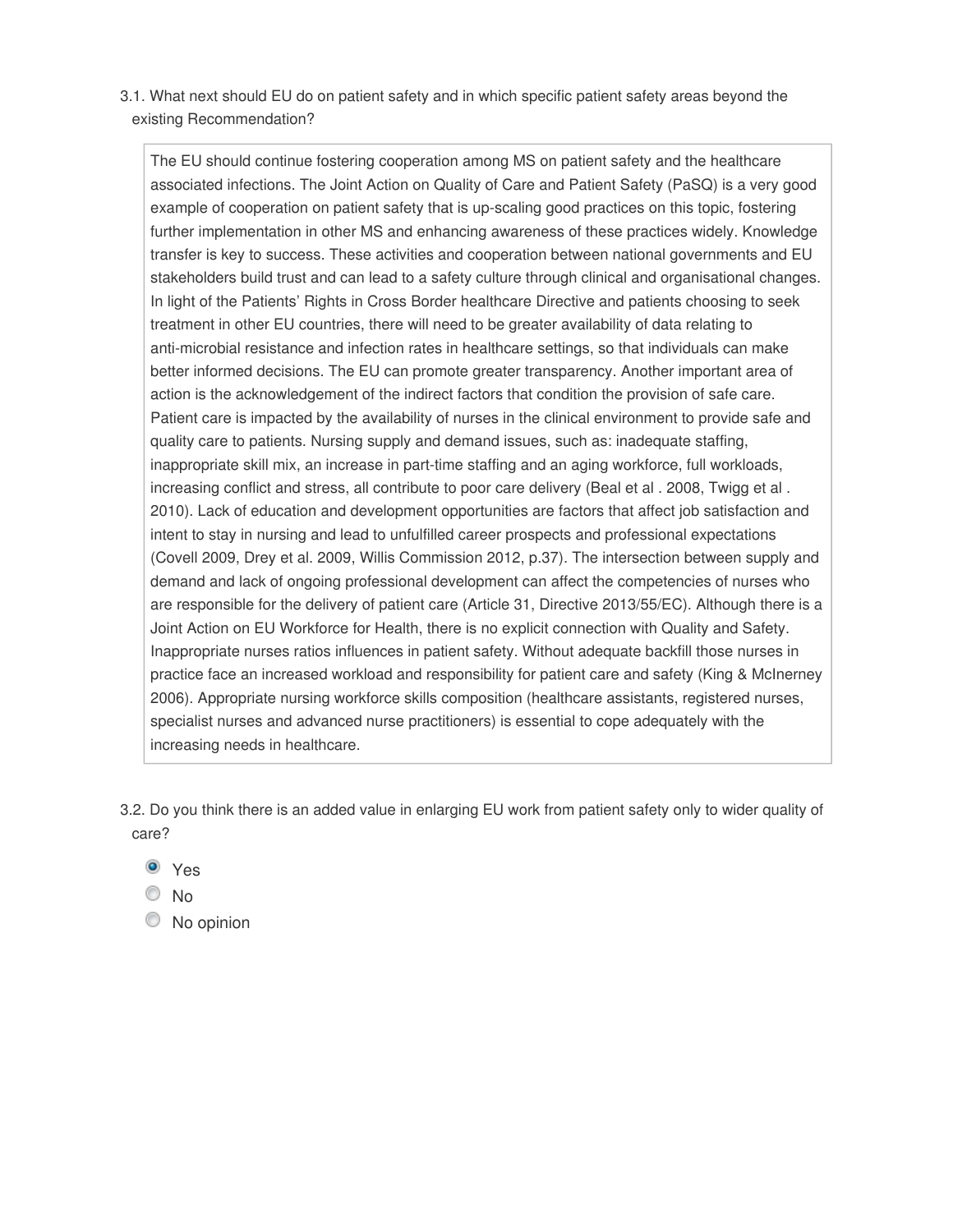3.1. What next should EU do on patient safety and in which specific patient safety areas beyond the existing Recommendation?

> The EU should continue fostering cooperation among MS on patient safety and the healthcare associated infections. The Joint Action on Quality of Care and Patient Safety (PaSQ) is a very good example of cooperation on patient safety that is up-scaling good practices on this topic, fostering further implementation in other MS and enhancing awareness of these practices widely. Knowledge transfer is key to success. These activities and cooperation between national governments and EU stakeholders build trust and can lead to a safety culture through clinical and organisational changes. In light of the Patients' Rights in Cross Border healthcare Directive and patients choosing to seek treatment in other EU countries, there will need to be greater availability of data relating to anti-microbial resistance and infection rates in healthcare settings, so that individuals can make better informed decisions. The EU can promote greater transparency. Another important area of action is the acknowledgement of the indirect factors that condition the provision of safe care. Patient care is impacted by the availability of nurses in the clinical environment to provide safe and quality care to patients. Nursing supply and demand issues, such as: inadequate staffing, inappropriate skill mix, an increase in part-time staffing and an aging workforce, full workloads, increasing conflict and stress, all contribute to poor care delivery (Beal et al . 2008, Twigg et al . 2010). Lack of education and development opportunities are factors that affect job satisfaction and intent to stay in nursing and lead to unfulfilled career prospects and professional expectations (Covell 2009, Drey et al. 2009, Willis Commission 2012, p.37). The intersection between supply and demand and lack of ongoing professional development can affect the competencies of nurses who are responsible for the delivery of patient care (Article 31, Directive 2013/55/EC). Although there is a Joint Action on EU Workforce for Health, there is no explicit connection with Quality and Safety. Inappropriate nurses ratios influences in patient safety. Without adequate backfill those nurses in practice face an increased workload and responsibility for patient care and safety (King & McInerney 2006). Appropriate nursing workforce skills composition (healthcare assistants, registered nurses, specialist nurses and advanced nurse practitioners) is essential to cope adequately with the increasing needs in healthcare.

3.2. Do you think there is an added value in enlarging EU work from patient safety only to wider quality of care?

- [x] Yes
- [ ] No
- [ ] No opinion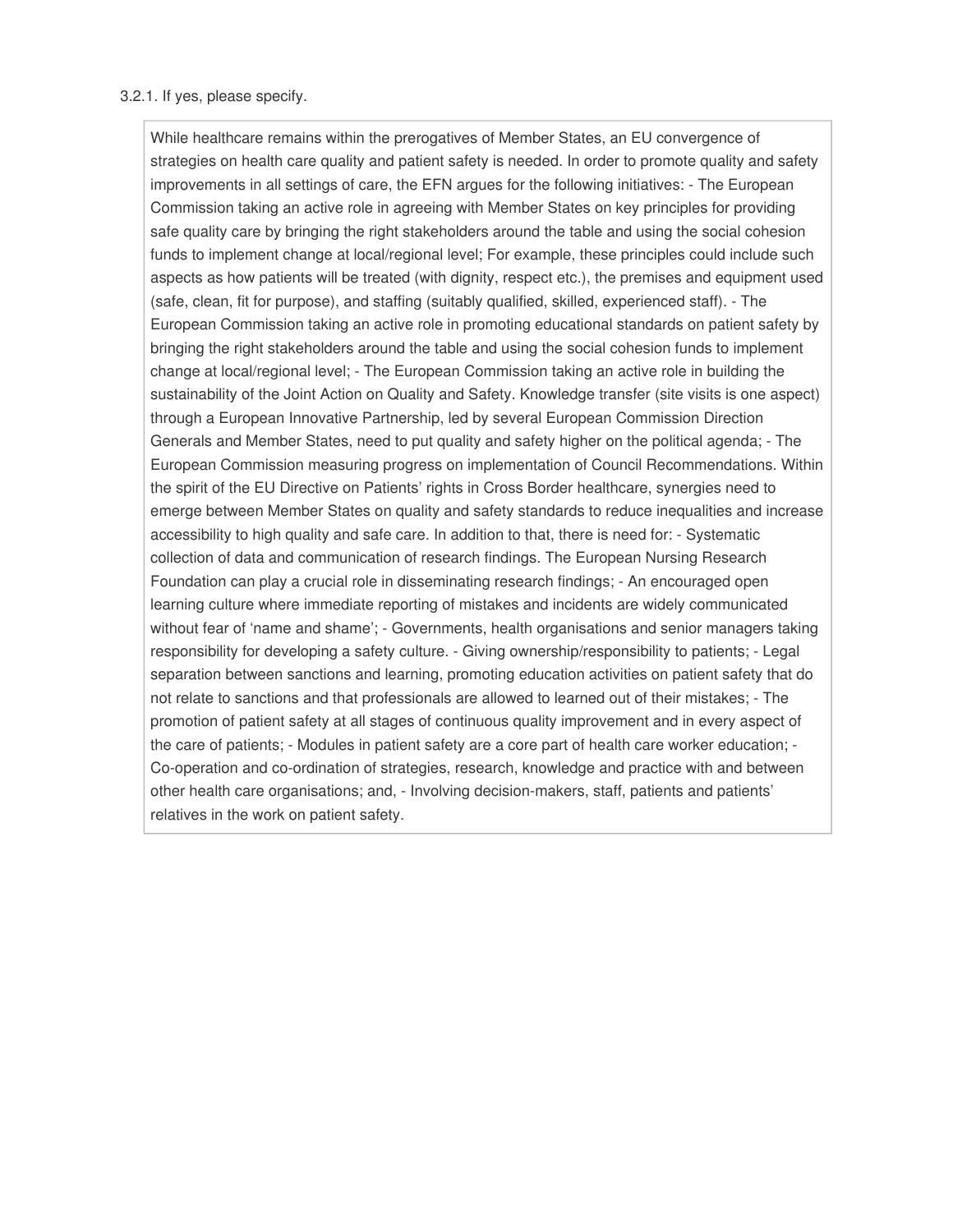3.2.1. If yes, please specify.

While healthcare remains within the prerogatives of Member States, an EU convergence of strategies on health care quality and patient safety is needed. In order to promote quality and safety improvements in all settings of care, the EFN argues for the following initiatives: - The European Commission taking an active role in agreeing with Member States on key principles for providing safe quality care by bringing the right stakeholders around the table and using the social cohesion funds to implement change at local/regional level; For example, these principles could include such aspects as how patients will be treated (with dignity, respect etc.), the premises and equipment used (safe, clean, fit for purpose), and staffing (suitably qualified, skilled, experienced staff). - The European Commission taking an active role in promoting educational standards on patient safety by bringing the right stakeholders around the table and using the social cohesion funds to implement change at local/regional level; - The European Commission taking an active role in building the sustainability of the Joint Action on Quality and Safety. Knowledge transfer (site visits is one aspect) through a European Innovative Partnership, led by several European Commission Direction Generals and Member States, need to put quality and safety higher on the political agenda; - The European Commission measuring progress on implementation of Council Recommendations. Within the spirit of the EU Directive on Patients' rights in Cross Border healthcare, synergies need to emerge between Member States on quality and safety standards to reduce inequalities and increase accessibility to high quality and safe care. In addition to that, there is need for: - Systematic collection of data and communication of research findings. The European Nursing Research Foundation can play a crucial role in disseminating research findings; - An encouraged open learning culture where immediate reporting of mistakes and incidents are widely communicated without fear of 'name and shame'; - Governments, health organisations and senior managers taking responsibility for developing a safety culture. - Giving ownership/responsibility to patients; - Legal separation between sanctions and learning, promoting education activities on patient safety that do not relate to sanctions and that professionals are allowed to learned out of their mistakes; - The promotion of patient safety at all stages of continuous quality improvement and in every aspect of the care of patients; - Modules in patient safety are a core part of health care worker education; - Co-operation and co-ordination of strategies, research, knowledge and practice with and between other health care organisations; and, - Involving decision-makers, staff, patients and patients' relatives in the work on patient safety.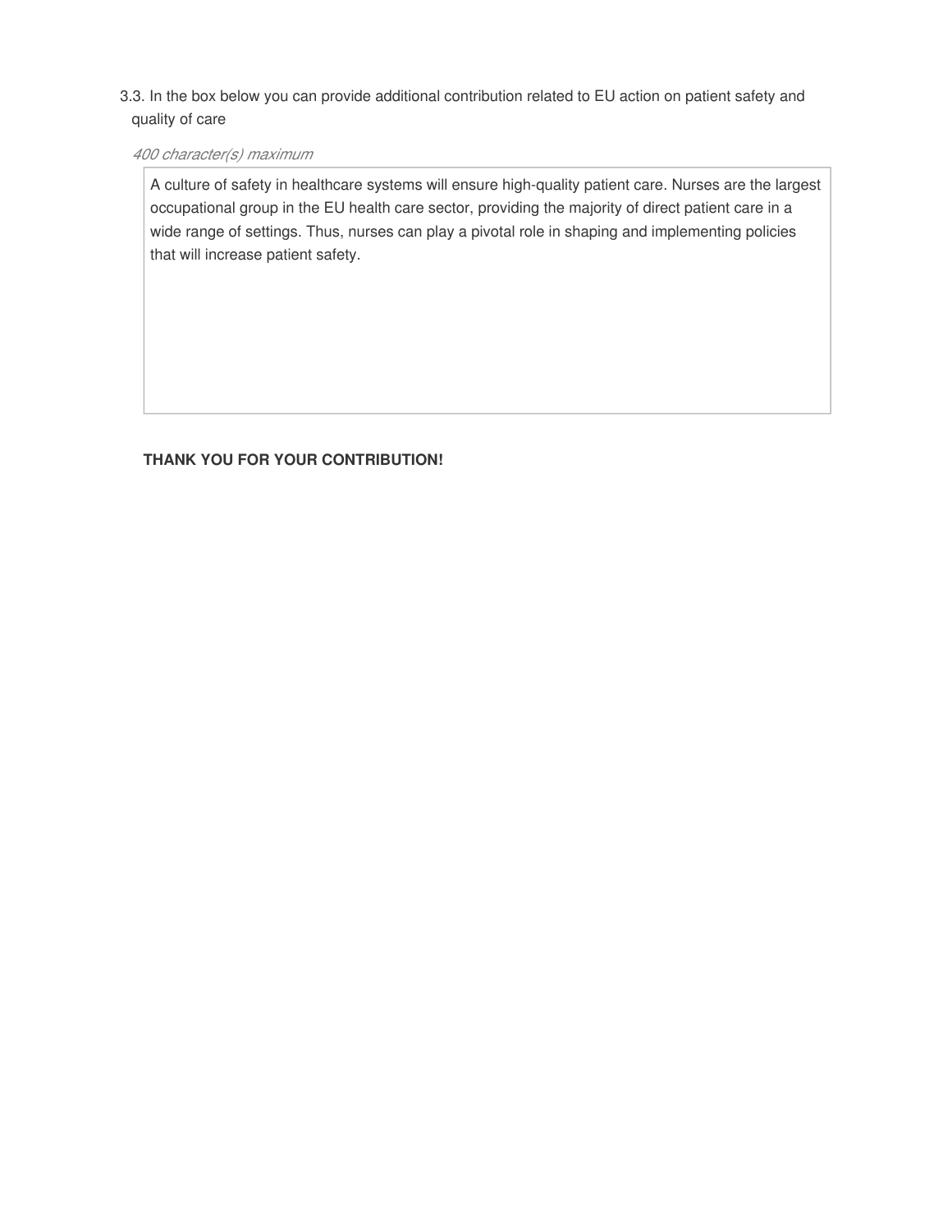3.3. In the box below you can provide additional contribution related to EU action on patient safety and quality of care

*400 character(s) maximum*

A culture of safety in healthcare systems will ensure high-quality patient care. Nurses are the largest occupational group in the EU health care sector, providing the majority of direct patient care in a wide range of settings. Thus, nurses can play a pivotal role in shaping and implementing policies that will increase patient safety.

**THANK YOU FOR YOUR CONTRIBUTION!**